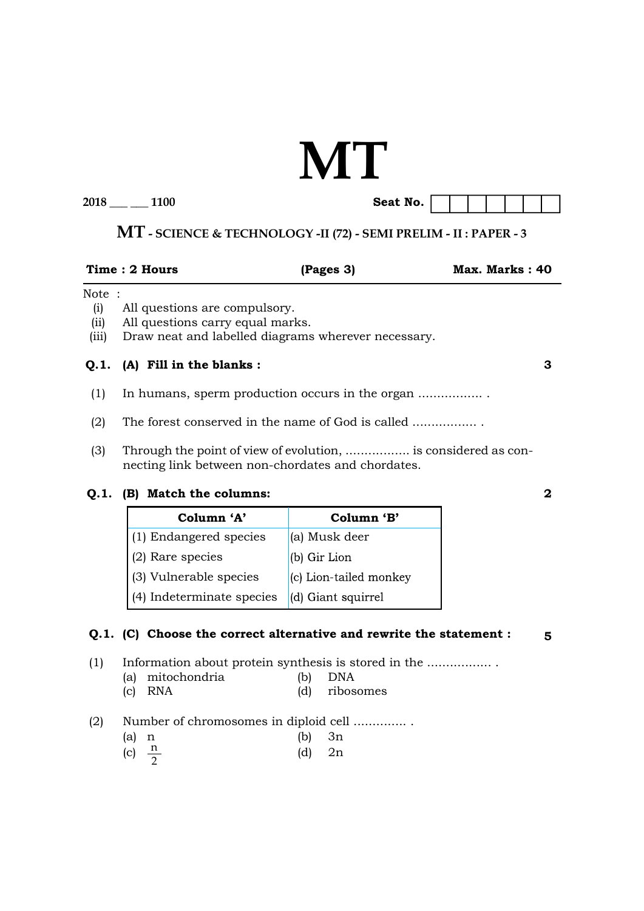# MT

**2018 ___ ___ 1100** **Seat No.** | | | | | | | |

## MT - SCIENCE & TECHNOLOGY -II (72) - SEMI PRELIM - II : PAPER - 3

**Time : 2 Hours** **(Pages 3)** **Max. Marks : 40**

Note :

(i) All questions are compulsory.

(ii) All questions carry equal marks.

(iii) Draw neat and labelled diagrams wherever necessary.

**Q.1. (A) Fill in the blanks :** **3**

(1) In humans, sperm production occurs in the organ ................. .

(2) The forest conserved in the name of God is called ................. .

(3) Through the point of view of evolution, ................. is considered as connecting link between non-chordates and chordates.

**Q.1. (B) Match the columns:** **2**

| Column 'A' | Column 'B' |
|---|---|
| (1) Endangered species | (a) Musk deer |
| (2) Rare species | (b) Gir Lion |
| (3) Vulnerable species | (c) Lion-tailed monkey |
| (4) Indeterminate species | (d) Giant squirrel |

**Q.1. (C) Choose the correct alternative and rewrite the statement :** **5**

(1) Information about protein synthesis is stored in the ................. .

(a) mitochondria (b) DNA

(c) RNA (d) ribosomes

(2) Number of chromosomes in diploid cell .............. .

(a) n (b) 3n

(c) $\frac{n}{2}$ (d) 2n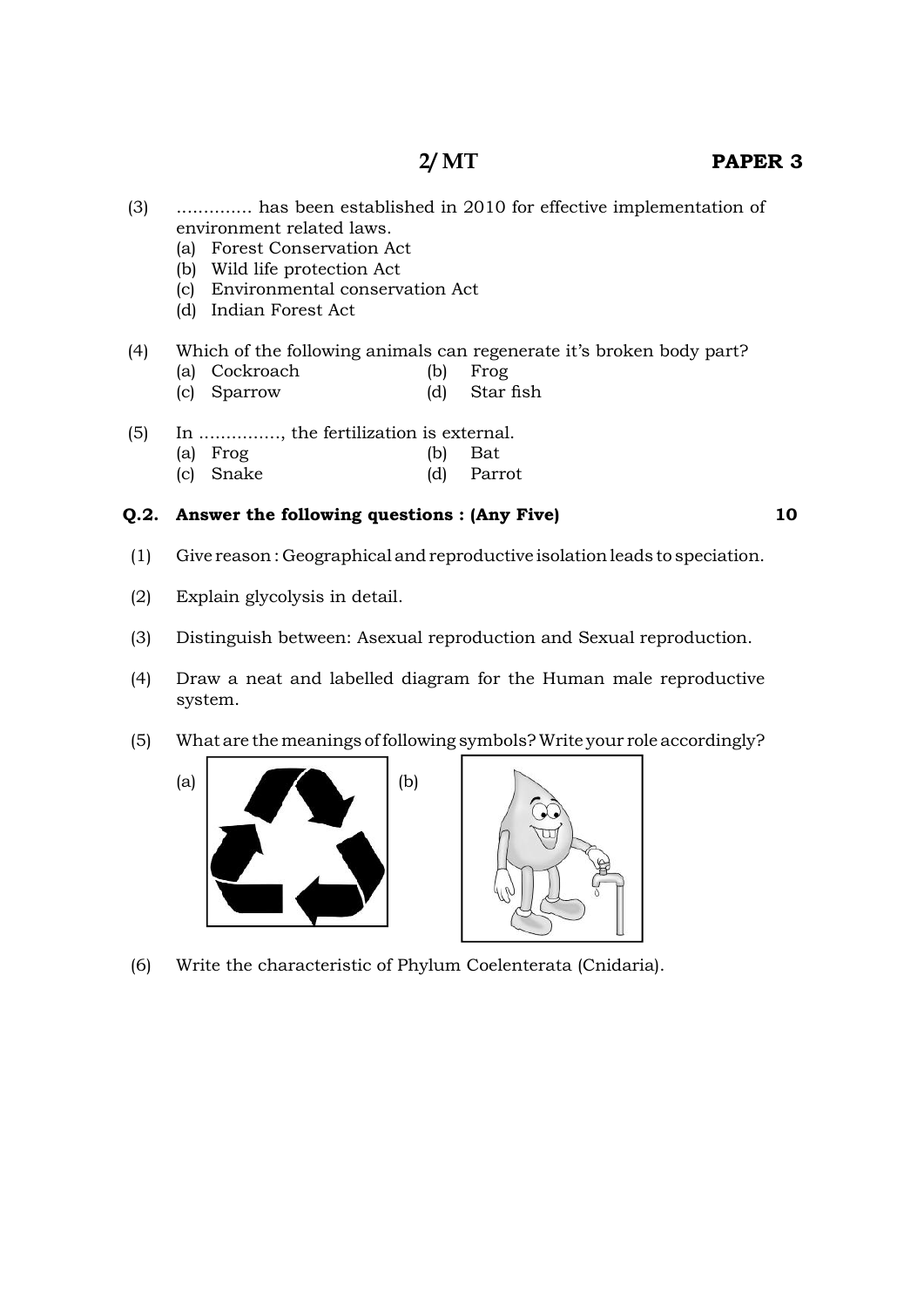(3) .............. has been established in 2010 for effective implementation of environment related laws.

- (a) Forest Conservation Act
- (b) Wild life protection Act
- (c) Environmental conservation Act
- (d) Indian Forest Act

(4) Which of the following animals can regenerate it's broken body part?

- (a) Cockroach
- (b) Frog
- (c) Sparrow
- (d) Star fish

(5) In ..............., the fertilization is external.

- (a) Frog
- (b) Bat
- (c) Snake
- (d) Parrot

**Q.2. Answer the following questions : (Any Five)** **10**

(1) Give reason : Geographical and reproductive isolation leads to speciation.

(2) Explain glycolysis in detail.

(3) Distinguish between: Asexual reproduction and Sexual reproduction.

(4) Draw a neat and labelled diagram for the Human male reproductive system.

(5) What are the meanings of following symbols? Write your role accordingly?

(a) (b)

(6) Write the characteristic of Phylum Coelenterata (Cnidaria).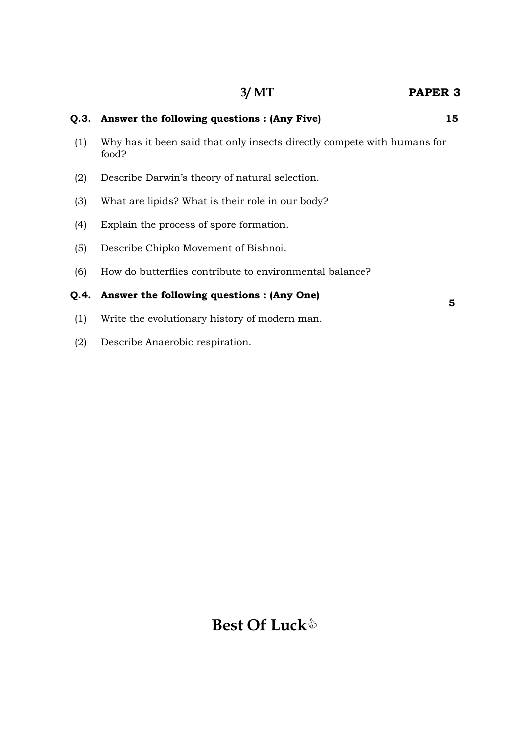## 3/ MT PAPER 3

**Q.3. Answer the following questions : (Any Five)** **15**

(1) Why has it been said that only insects directly compete with humans for food?

(2) Describe Darwin's theory of natural selection.

(3) What are lipids? What is their role in our body?

(4) Explain the process of spore formation.

(5) Describe Chipko Movement of Bishnoi.

(6) How do butterflies contribute to environmental balance?

**Q.4. Answer the following questions : (Any One)** **5**

(1) Write the evolutionary history of modern man.

(2) Describe Anaerobic respiration.

**Best Of Luck**